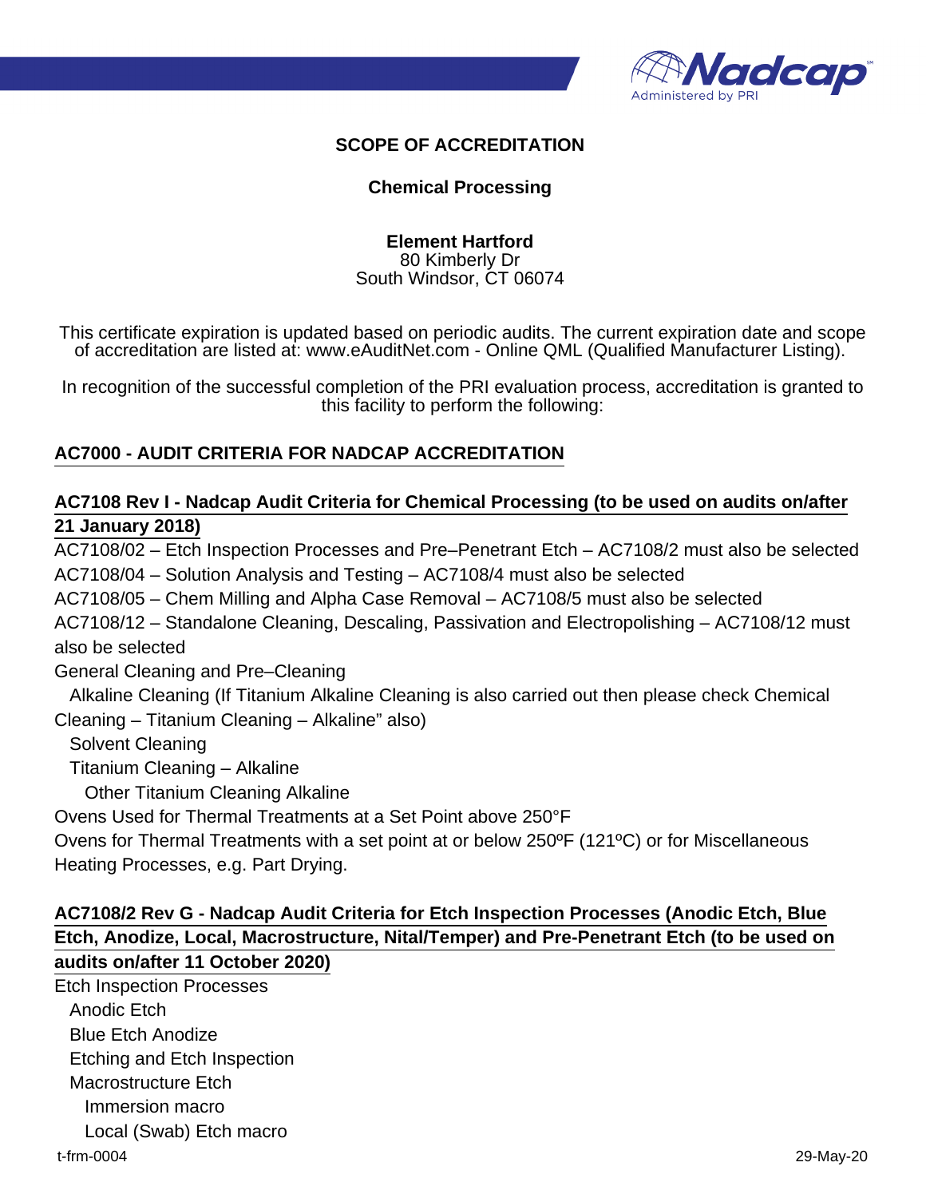## SCOPE OF ACCREDITATION

### Chemical Processing

**Element Hartford**
80 Kimberly Dr
South Windsor, CT 06074

This certificate expiration is updated based on periodic audits. The current expiration date and scope of accreditation are listed at: www.eAuditNet.com - Online QML (Qualified Manufacturer Listing).

In recognition of the successful completion of the PRI evaluation process, accreditation is granted to this facility to perform the following:

**AC7000 - AUDIT CRITERIA FOR NADCAP ACCREDITATION**

**AC7108 Rev I - Nadcap Audit Criteria for Chemical Processing (to be used on audits on/after 21 January 2018)**

AC7108/02 – Etch Inspection Processes and Pre–Penetrant Etch – AC7108/2 must also be selected
AC7108/04 – Solution Analysis and Testing – AC7108/4 must also be selected
AC7108/05 – Chem Milling and Alpha Case Removal – AC7108/5 must also be selected
AC7108/12 – Standalone Cleaning, Descaling, Passivation and Electropolishing – AC7108/12 must also be selected
General Cleaning and Pre–Cleaning
- Alkaline Cleaning (If Titanium Alkaline Cleaning is also carried out then please check Chemical Cleaning – Titanium Cleaning – Alkaline" also)
- Solvent Cleaning
- Titanium Cleaning – Alkaline
  - Other Titanium Cleaning Alkaline

Ovens Used for Thermal Treatments at a Set Point above 250°F
Ovens for Thermal Treatments with a set point at or below 250ºF (121ºC) or for Miscellaneous Heating Processes, e.g. Part Drying.

**AC7108/2 Rev G - Nadcap Audit Criteria for Etch Inspection Processes (Anodic Etch, Blue Etch, Anodize, Local, Macrostructure, Nital/Temper) and Pre-Penetrant Etch (to be used on audits on/after 11 October 2020)**

Etch Inspection Processes
- Anodic Etch
- Blue Etch Anodize
- Etching and Etch Inspection
- Macrostructure Etch
  - Immersion macro
  - Local (Swab) Etch macro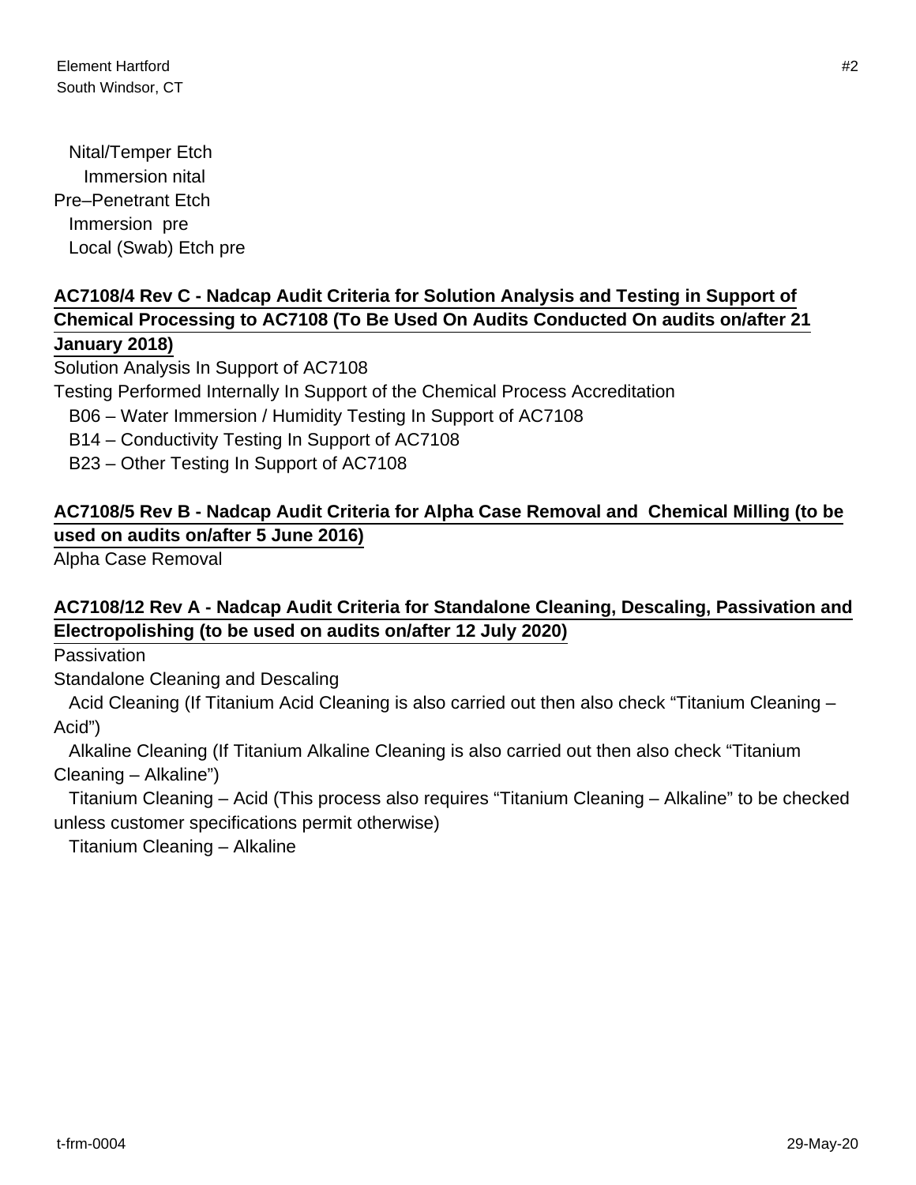Nital/Temper Etch
Immersion nital
Pre–Penetrant Etch
Immersion pre
Local (Swab) Etch pre

**AC7108/4 Rev C - Nadcap Audit Criteria for Solution Analysis and Testing in Support of Chemical Processing to AC7108 (To Be Used On Audits Conducted On audits on/after 21 January 2018)**

Solution Analysis In Support of AC7108
Testing Performed Internally In Support of the Chemical Process Accreditation
B06 – Water Immersion / Humidity Testing In Support of AC7108
B14 – Conductivity Testing In Support of AC7108
B23 – Other Testing In Support of AC7108

**AC7108/5 Rev B - Nadcap Audit Criteria for Alpha Case Removal and Chemical Milling (to be used on audits on/after 5 June 2016)**

Alpha Case Removal

**AC7108/12 Rev A - Nadcap Audit Criteria for Standalone Cleaning, Descaling, Passivation and Electropolishing (to be used on audits on/after 12 July 2020)**

Passivation
Standalone Cleaning and Descaling
Acid Cleaning (If Titanium Acid Cleaning is also carried out then also check "Titanium Cleaning – Acid")
Alkaline Cleaning (If Titanium Alkaline Cleaning is also carried out then also check "Titanium Cleaning – Alkaline")
Titanium Cleaning – Acid (This process also requires "Titanium Cleaning – Alkaline" to be checked unless customer specifications permit otherwise)
Titanium Cleaning – Alkaline